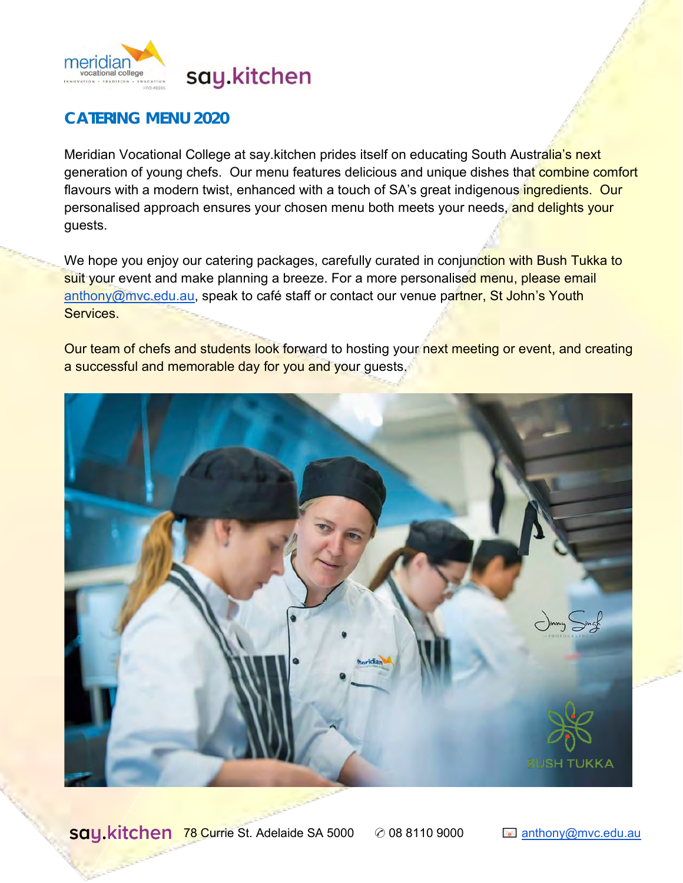meridian vocational college

say.kitchen

## CATERING MENU 2020

Meridian Vocational College at say.kitchen prides itself on educating South Australia's next generation of young chefs. Our menu features delicious and unique dishes that combine comfort flavours with a modern twist, enhanced with a touch of SA's great indigenous ingredients. Our personalised approach ensures your chosen menu both meets your needs, and delights your guests.

We hope you enjoy our catering packages, carefully curated in conjunction with Bush Tukka to suit your event and make planning a breeze. For a more personalised menu, please email anthony@mvc.edu.au, speak to café staff or contact our venue partner, St John's Youth Services.

Our team of chefs and students look forward to hosting your next meeting or event, and creating a successful and memorable day for you and your guests.

say.kitchen 78 Currie St. Adelaide SA 5000 ✆ 08 8110 9000 anthony@mvc.edu.au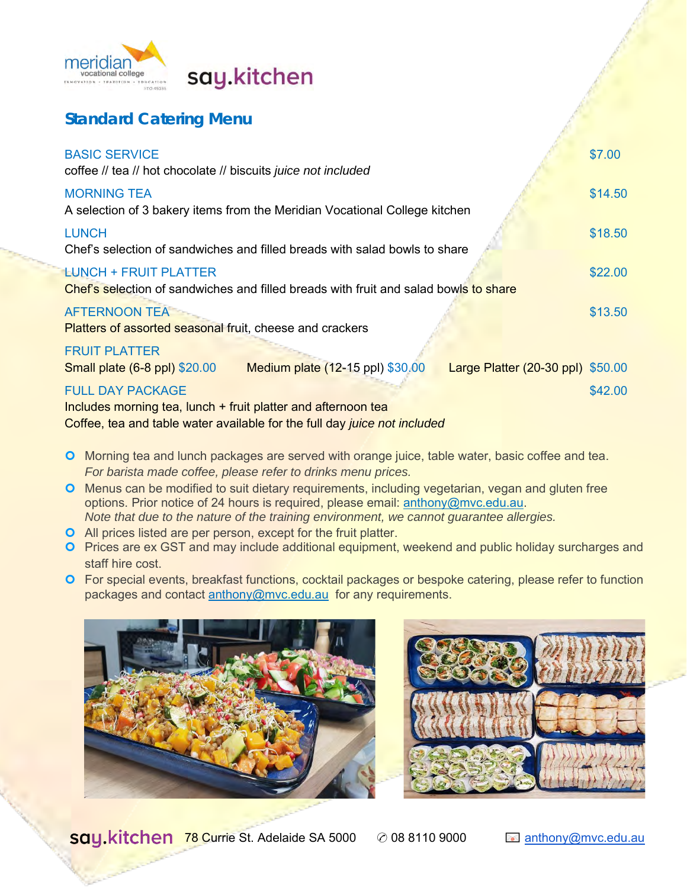meridian vocational college

INNOVATION • TRADITION • EDUCATION

RTO 45035

say.kitchen

## Standard Catering Menu

**BASIC SERVICE** — $7.00
coffee // tea // hot chocolate // biscuits *juice not included*

**MORNING TEA** — $14.50
A selection of 3 bakery items from the Meridian Vocational College kitchen

**LUNCH** — $18.50
Chef's selection of sandwiches and filled breads with salad bowls to share

**LUNCH + FRUIT PLATTER** — $22.00
Chef's selection of sandwiches and filled breads with fruit and salad bowls to share

**AFTERNOON TEA** — $13.50
Platters of assorted seasonal fruit, cheese and crackers

**FRUIT PLATTER**
Small plate (6-8 ppl) $20.00    Medium plate (12-15 ppl) $30.00    Large Platter (20-30 ppl) $50.00

**FULL DAY PACKAGE** — $42.00
Includes morning tea, lunch + fruit platter and afternoon tea
Coffee, tea and table water available for the full day *juice not included*

- Morning tea and lunch packages are served with orange juice, table water, basic coffee and tea. *For barista made coffee, please refer to drinks menu prices.*
- Menus can be modified to suit dietary requirements, including vegetarian, vegan and gluten free options. Prior notice of 24 hours is required, please email: anthony@mvc.edu.au. *Note that due to the nature of the training environment, we cannot guarantee allergies.*
- All prices listed are per person, except for the fruit platter.
- Prices are ex GST and may include additional equipment, weekend and public holiday surcharges and staff hire cost.
- For special events, breakfast functions, cocktail packages or bespoke catering, please refer to function packages and contact anthony@mvc.edu.au for any requirements.

say.kitchen 78 Currie St. Adelaide SA 5000 ✆ 08 8110 9000 anthony@mvc.edu.au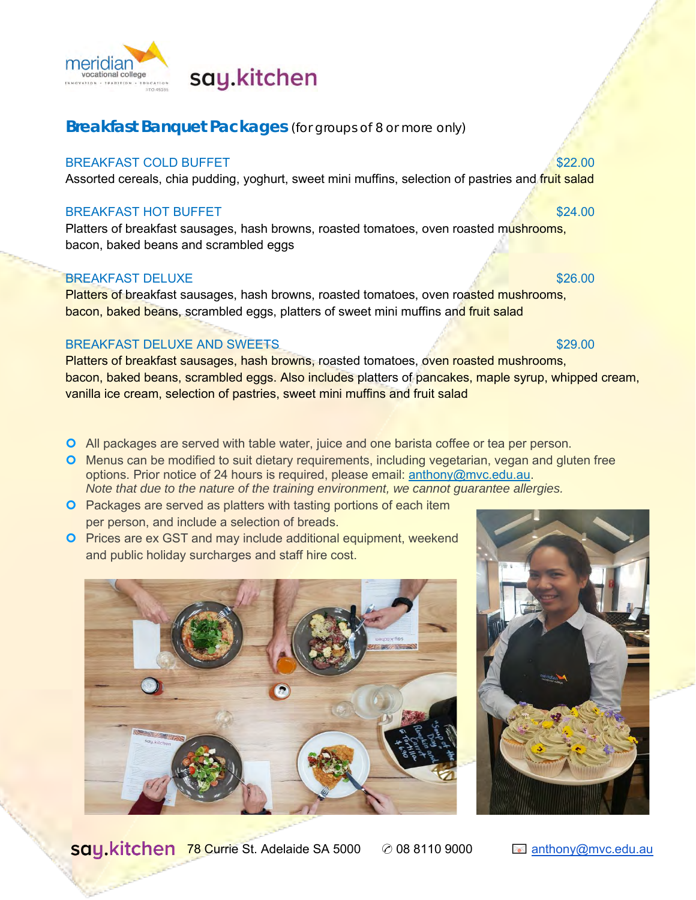meridian vocational college

say.kitchen

## **Breakfast Banquet Packages** (for groups of 8 or more only)

**BREAKFAST COLD BUFFET** $22.00

Assorted cereals, chia pudding, yoghurt, sweet mini muffins, selection of pastries and fruit salad

**BREAKFAST HOT BUFFET** $24.00

Platters of breakfast sausages, hash browns, roasted tomatoes, oven roasted mushrooms, bacon, baked beans and scrambled eggs

**BREAKFAST DELUXE** $26.00

Platters of breakfast sausages, hash browns, roasted tomatoes, oven roasted mushrooms, bacon, baked beans, scrambled eggs, platters of sweet mini muffins and fruit salad

**BREAKFAST DELUXE AND SWEETS** $29.00

Platters of breakfast sausages, hash browns, roasted tomatoes, oven roasted mushrooms, bacon, baked beans, scrambled eggs. Also includes platters of pancakes, maple syrup, whipped cream, vanilla ice cream, selection of pastries, sweet mini muffins and fruit salad

- All packages are served with table water, juice and one barista coffee or tea per person.
- Menus can be modified to suit dietary requirements, including vegetarian, vegan and gluten free options. Prior notice of 24 hours is required, please email: anthony@mvc.edu.au.
  *Note that due to the nature of the training environment, we cannot guarantee allergies.*
- Packages are served as platters with tasting portions of each item per person, and include a selection of breads.
- Prices are ex GST and may include additional equipment, weekend and public holiday surcharges and staff hire cost.

say.kitchen 78 Currie St. Adelaide SA 5000 ✆ 08 8110 9000 anthony@mvc.edu.au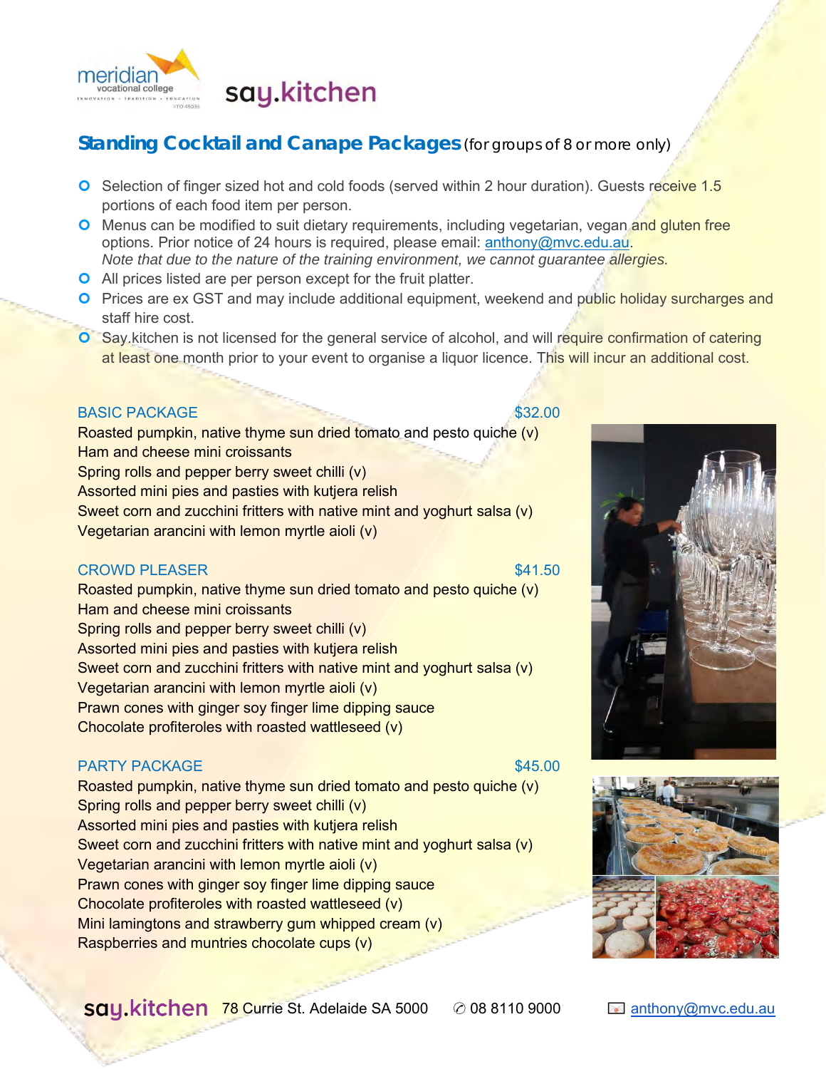meridian vocational college

say.kitchen

## Standing Cocktail and Canape Packages (for groups of 8 or more only)

- Selection of finger sized hot and cold foods (served within 2 hour duration). Guests receive 1.5 portions of each food item per person.
- Menus can be modified to suit dietary requirements, including vegetarian, vegan and gluten free options. Prior notice of 24 hours is required, please email: anthony@mvc.edu.au.
  *Note that due to the nature of the training environment, we cannot guarantee allergies.*
- All prices listed are per person except for the fruit platter.
- Prices are ex GST and may include additional equipment, weekend and public holiday surcharges and staff hire cost.
- Say.kitchen is not licensed for the general service of alcohol, and will require confirmation of catering at least one month prior to your event to organise a liquor licence. This will incur an additional cost.

### BASIC PACKAGE — $32.00

Roasted pumpkin, native thyme sun dried tomato and pesto quiche (v)
Ham and cheese mini croissants
Spring rolls and pepper berry sweet chilli (v)
Assorted mini pies and pasties with kutjera relish
Sweet corn and zucchini fritters with native mint and yoghurt salsa (v)
Vegetarian arancini with lemon myrtle aioli (v)

### CROWD PLEASER — $41.50

Roasted pumpkin, native thyme sun dried tomato and pesto quiche (v)
Ham and cheese mini croissants
Spring rolls and pepper berry sweet chilli (v)
Assorted mini pies and pasties with kutjera relish
Sweet corn and zucchini fritters with native mint and yoghurt salsa (v)
Vegetarian arancini with lemon myrtle aioli (v)
Prawn cones with ginger soy finger lime dipping sauce
Chocolate profiteroles with roasted wattleseed (v)

### PARTY PACKAGE — $45.00

Roasted pumpkin, native thyme sun dried tomato and pesto quiche (v)
Spring rolls and pepper berry sweet chilli (v)
Assorted mini pies and pasties with kutjera relish
Sweet corn and zucchini fritters with native mint and yoghurt salsa (v)
Vegetarian arancini with lemon myrtle aioli (v)
Prawn cones with ginger soy finger lime dipping sauce
Chocolate profiteroles with roasted wattleseed (v)
Mini lamingtons and strawberry gum whipped cream (v)
Raspberries and muntries chocolate cups (v)

say.kitchen 78 Currie St. Adelaide SA 5000 ✆ 08 8110 9000 anthony@mvc.edu.au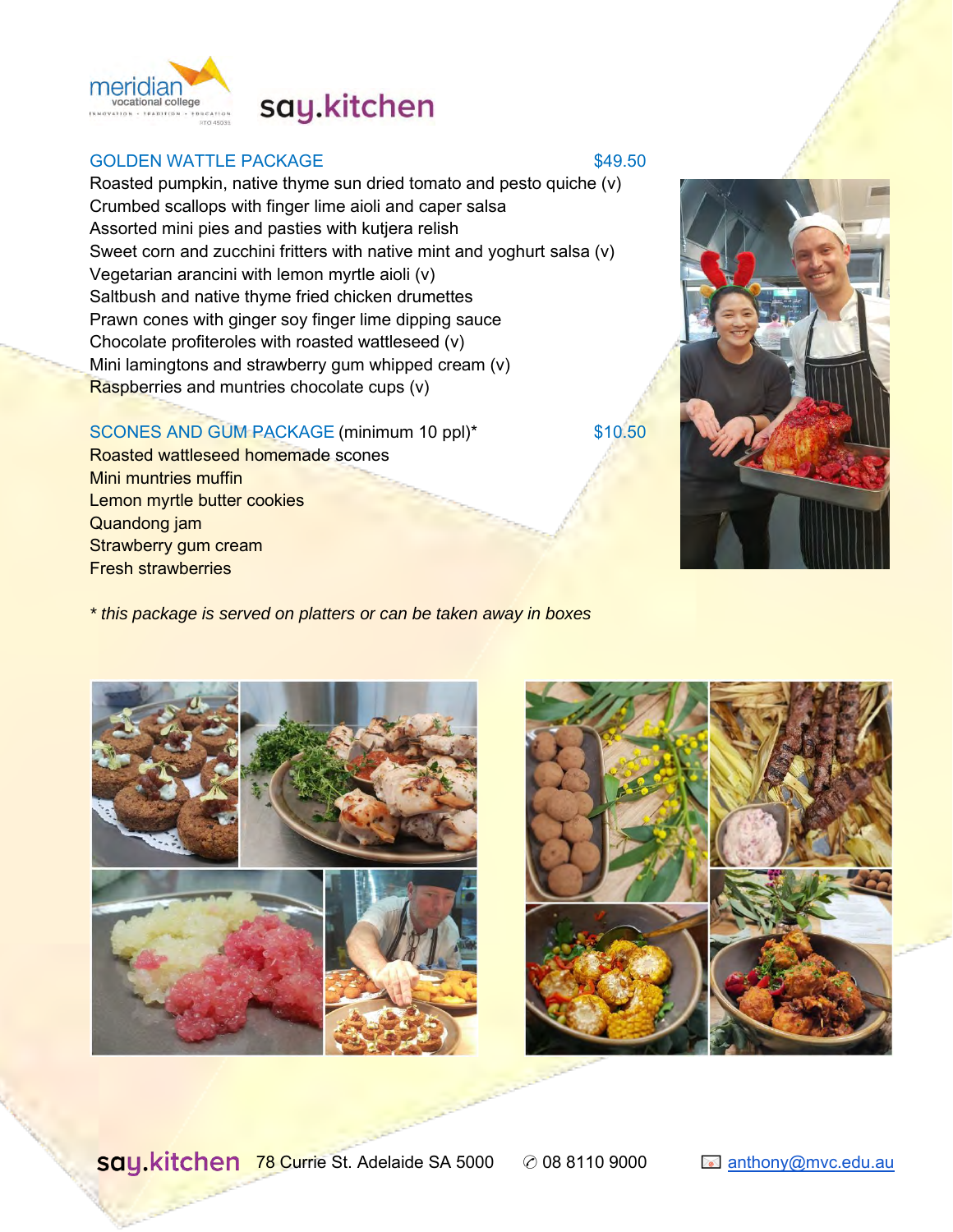## GOLDEN WATTLE PACKAGE $49.50

Roasted pumpkin, native thyme sun dried tomato and pesto quiche (v)
Crumbed scallops with finger lime aioli and caper salsa
Assorted mini pies and pasties with kutjera relish
Sweet corn and zucchini fritters with native mint and yoghurt salsa (v)
Vegetarian arancini with lemon myrtle aioli (v)
Saltbush and native thyme fried chicken drumettes
Prawn cones with ginger soy finger lime dipping sauce
Chocolate profiteroles with roasted wattleseed (v)
Mini lamingtons and strawberry gum whipped cream (v)
Raspberries and muntries chocolate cups (v)

## SCONES AND GUM PACKAGE (minimum 10 ppl)* $10.50

Roasted wattleseed homemade scones
Mini muntries muffin
Lemon myrtle butter cookies
Quandong jam
Strawberry gum cream
Fresh strawberries

*\* this package is served on platters or can be taken away in boxes*

say.kitchen 78 Currie St. Adelaide SA 5000 ✆ 08 8110 9000 anthony@mvc.edu.au